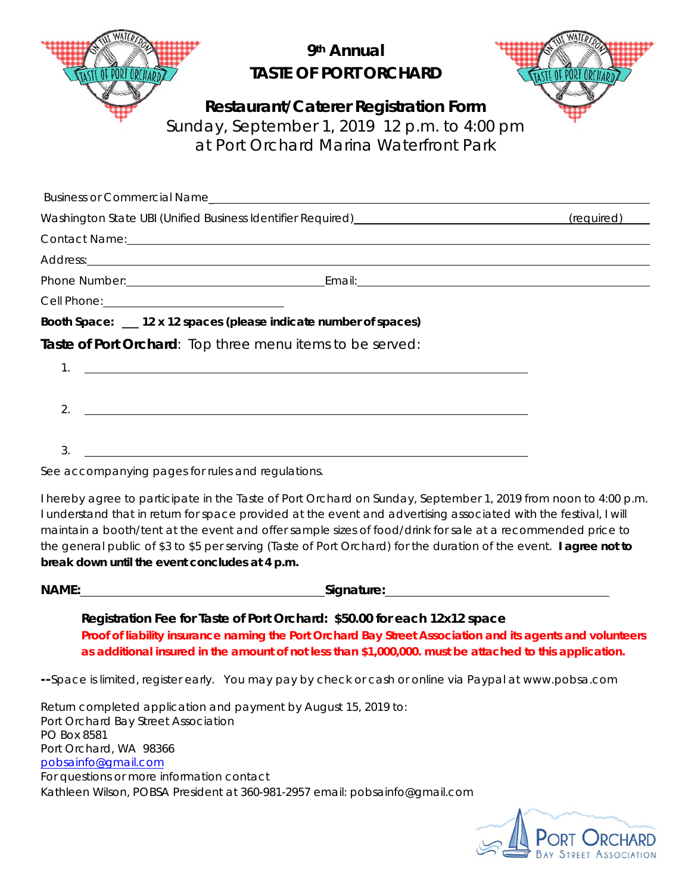# 9th Annual TASTE OF PORT ORCHARD

## Restaurant/Caterer Registration Form

Sunday, September 1, 2019 12 p.m. to 4:00 pm
at Port Orchard Marina Waterfront Park

Business or Commercial Name\_\_\_\_\_\_\_\_\_\_\_\_\_\_\_\_\_\_\_\_\_\_\_\_\_\_\_\_\_\_\_\_\_\_\_\_\_\_\_\_

Washington State UBI (Unified Business Identifier Required)\_\_\_\_\_\_\_\_\_\_\_\_\_\_\_\_\_\_\_\_ (required)

Contact Name:\_\_\_\_\_\_\_\_\_\_\_\_\_\_\_\_\_\_\_\_\_\_\_\_\_\_\_\_\_\_\_\_\_\_\_\_\_\_\_\_

Address:\_\_\_\_\_\_\_\_\_\_\_\_\_\_\_\_\_\_\_\_\_\_\_\_\_\_\_\_\_\_\_\_\_\_\_\_\_\_\_\_

Phone Number:\_\_\_\_\_\_\_\_\_\_\_\_\_\_\_\_\_\_\_\_ Email:\_\_\_\_\_\_\_\_\_\_\_\_\_\_\_\_\_\_\_\_

Cell Phone:\_\_\_\_\_\_\_\_\_\_\_\_\_\_\_\_\_\_\_\_

**Booth Space: \_\_\_ 12 x 12 spaces (please indicate number of spaces)**

**Taste of Port Orchard**: Top three menu items to be served:

1. \_\_\_\_\_\_\_\_\_\_\_\_\_\_\_\_\_\_\_\_\_\_\_\_\_\_\_\_\_\_\_\_\_\_\_\_\_\_\_\_

2. \_\_\_\_\_\_\_\_\_\_\_\_\_\_\_\_\_\_\_\_\_\_\_\_\_\_\_\_\_\_\_\_\_\_\_\_\_\_\_\_

3. \_\_\_\_\_\_\_\_\_\_\_\_\_\_\_\_\_\_\_\_\_\_\_\_\_\_\_\_\_\_\_\_\_\_\_\_\_\_\_\_

See accompanying pages for rules and regulations.

I hereby agree to participate in the Taste of Port Orchard on Sunday, September 1, 2019 from noon to 4:00 p.m. I understand that in return for space provided at the event and advertising associated with the festival, I will maintain a booth/tent at the event and offer sample sizes of food/drink for sale at a recommended price to the general public of $3 to $5 per serving (Taste of Port Orchard) for the duration of the event. **I agree not to break down until the event concludes at 4 p.m.**

**NAME:**\_\_\_\_\_\_\_\_\_\_\_\_\_\_\_\_\_\_\_\_ **Signature:**\_\_\_\_\_\_\_\_\_\_\_\_\_\_\_\_\_\_\_\_

**Registration Fee for Taste of Port Orchard: $50.00 for each 12x12 space**

**Proof of liability insurance naming the Port Orchard Bay Street Association and its agents and volunteers as additional insured in the amount of not less than $1,000,000. must be attached to this application.**

**--**Space is limited, register early. You may pay by check or cash or online via Paypal at www.pobsa.com

Return completed application and payment by August 15, 2019 to:
Port Orchard Bay Street Association
PO Box 8581
Port Orchard, WA 98366
pobsainfo@gmail.com
For questions or more information contact
Kathleen Wilson, POBSA President at 360-981-2957 email: pobsainfo@gmail.com

PORT ORCHARD BAY STREET ASSOCIATION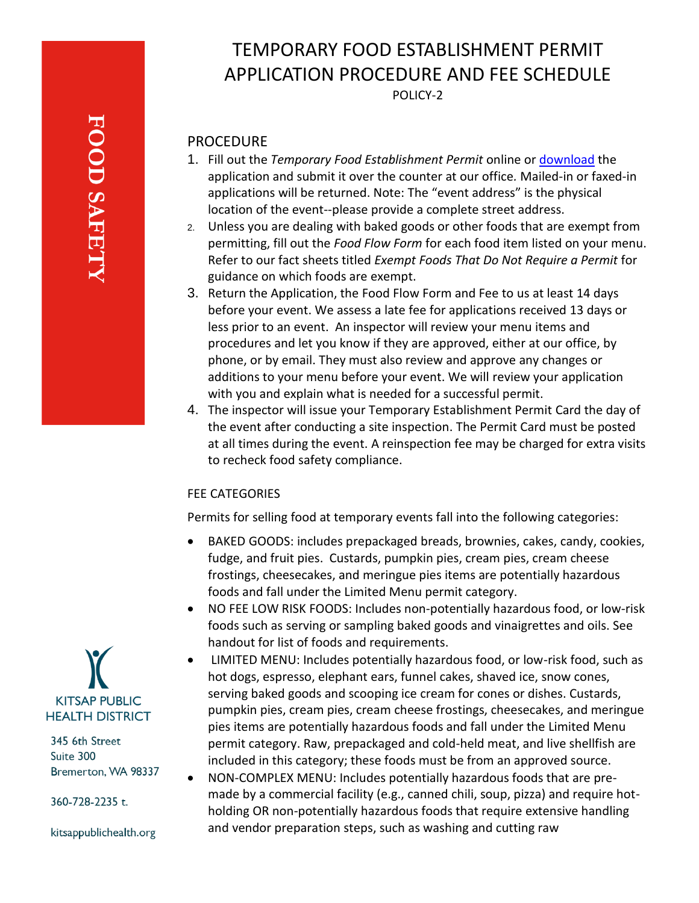# TEMPORARY FOOD ESTABLISHMENT PERMIT APPLICATION PROCEDURE AND FEE SCHEDULE

POLICY-2

FOOD SAFETY

## PROCEDURE

1. Fill out the *Temporary Food Establishment Permit* online or download the application and submit it over the counter at our office. Mailed-in or faxed-in applications will be returned. Note: The "event address" is the physical location of the event--please provide a complete street address.
2. Unless you are dealing with baked goods or other foods that are exempt from permitting, fill out the *Food Flow Form* for each food item listed on your menu. Refer to our fact sheets titled *Exempt Foods That Do Not Require a Permit* for guidance on which foods are exempt.
3. Return the Application, the Food Flow Form and Fee to us at least 14 days before your event. We assess a late fee for applications received 13 days or less prior to an event. An inspector will review your menu items and procedures and let you know if they are approved, either at our office, by phone, or by email. They must also review and approve any changes or additions to your menu before your event. We will review your application with you and explain what is needed for a successful permit.
4. The inspector will issue your Temporary Establishment Permit Card the day of the event after conducting a site inspection. The Permit Card must be posted at all times during the event. A reinspection fee may be charged for extra visits to recheck food safety compliance.

### FEE CATEGORIES

Permits for selling food at temporary events fall into the following categories:

- BAKED GOODS: includes prepackaged breads, brownies, cakes, candy, cookies, fudge, and fruit pies. Custards, pumpkin pies, cream pies, cream cheese frostings, cheesecakes, and meringue pies items are potentially hazardous foods and fall under the Limited Menu permit category.
- NO FEE LOW RISK FOODS: Includes non-potentially hazardous food, or low-risk foods such as serving or sampling baked goods and vinaigrettes and oils. See handout for list of foods and requirements.
- LIMITED MENU: Includes potentially hazardous food, or low-risk food, such as hot dogs, espresso, elephant ears, funnel cakes, shaved ice, snow cones, serving baked goods and scooping ice cream for cones or dishes. Custards, pumpkin pies, cream pies, cream cheese frostings, cheesecakes, and meringue pies items are potentially hazardous foods and fall under the Limited Menu permit category. Raw, prepackaged and cold-held meat, and live shellfish are included in this category; these foods must be from an approved source.
- NON-COMPLEX MENU: Includes potentially hazardous foods that are pre-made by a commercial facility (e.g., canned chili, soup, pizza) and require hot-holding OR non-potentially hazardous foods that require extensive handling and vendor preparation steps, such as washing and cutting raw

KITSAP PUBLIC HEALTH DISTRICT

345 6th Street
Suite 300
Bremerton, WA 98337

360-728-2235 t.

kitsappublichealth.org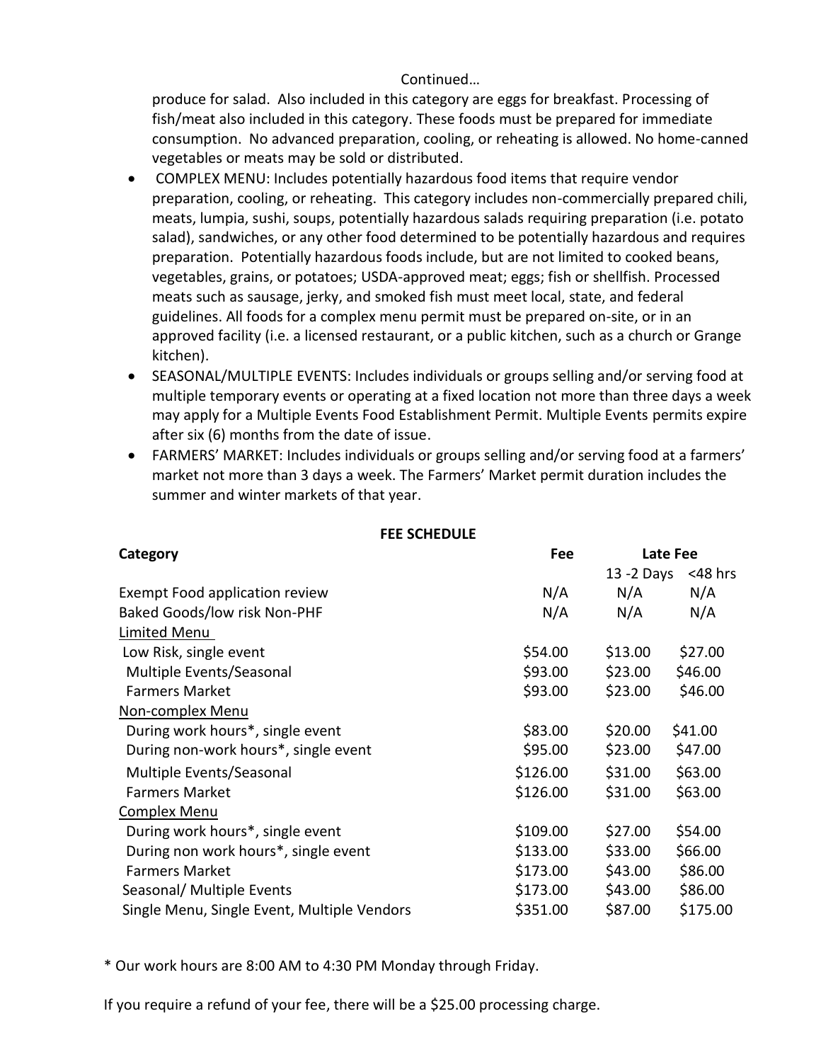Continued…

produce for salad. Also included in this category are eggs for breakfast. Processing of fish/meat also included in this category. These foods must be prepared for immediate consumption. No advanced preparation, cooling, or reheating is allowed. No home-canned vegetables or meats may be sold or distributed.

- COMPLEX MENU: Includes potentially hazardous food items that require vendor preparation, cooling, or reheating. This category includes non-commercially prepared chili, meats, lumpia, sushi, soups, potentially hazardous salads requiring preparation (i.e. potato salad), sandwiches, or any other food determined to be potentially hazardous and requires preparation. Potentially hazardous foods include, but are not limited to cooked beans, vegetables, grains, or potatoes; USDA-approved meat; eggs; fish or shellfish. Processed meats such as sausage, jerky, and smoked fish must meet local, state, and federal guidelines. All foods for a complex menu permit must be prepared on-site, or in an approved facility (i.e. a licensed restaurant, or a public kitchen, such as a church or Grange kitchen).
- SEASONAL/MULTIPLE EVENTS: Includes individuals or groups selling and/or serving food at multiple temporary events or operating at a fixed location not more than three days a week may apply for a Multiple Events Food Establishment Permit. Multiple Events permits expire after six (6) months from the date of issue.
- FARMERS' MARKET: Includes individuals or groups selling and/or serving food at a farmers' market not more than 3 days a week. The Farmers' Market permit duration includes the summer and winter markets of that year.

**FEE SCHEDULE**

| **Category** | **Fee** | **Late Fee** | |
|---|---|---|---|
| | | 13 -2 Days | <48 hrs |
| Exempt Food application review | N/A | N/A | N/A |
| Baked Goods/low risk Non-PHF | N/A | N/A | N/A |
| Limited Menu | | | |
| Low Risk, single event | $54.00 | $13.00 | $27.00 |
| Multiple Events/Seasonal | $93.00 | $23.00 | $46.00 |
| Farmers Market | $93.00 | $23.00 | $46.00 |
| Non-complex Menu | | | |
| During work hours*, single event | $83.00 | $20.00 | $41.00 |
| During non-work hours*, single event | $95.00 | $23.00 | $47.00 |
| Multiple Events/Seasonal | $126.00 | $31.00 | $63.00 |
| Farmers Market | $126.00 | $31.00 | $63.00 |
| Complex Menu | | | |
| During work hours*, single event | $109.00 | $27.00 | $54.00 |
| During non work hours*, single event | $133.00 | $33.00 | $66.00 |
| Farmers Market | $173.00 | $43.00 | $86.00 |
| Seasonal/ Multiple Events | $173.00 | $43.00 | $86.00 |
| Single Menu, Single Event, Multiple Vendors | $351.00 | $87.00 | $175.00 |

* Our work hours are 8:00 AM to 4:30 PM Monday through Friday.

If you require a refund of your fee, there will be a $25.00 processing charge.